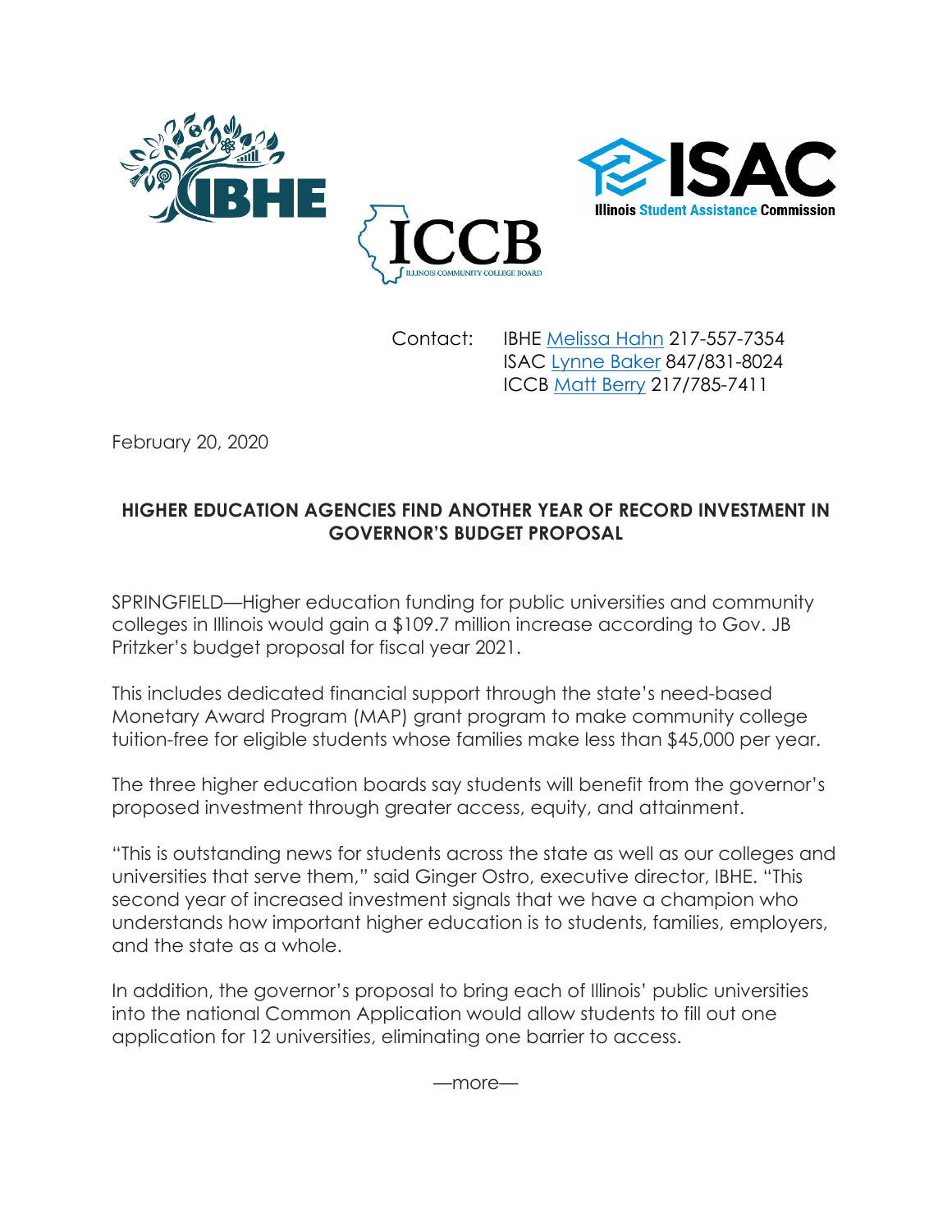Contact: IBHE Melissa Hahn 217-557-7354
ISAC Lynne Baker 847/831-8024
ICCB Matt Berry 217/785-7411

February 20, 2020

**HIGHER EDUCATION AGENCIES FIND ANOTHER YEAR OF RECORD INVESTMENT IN GOVERNOR'S BUDGET PROPOSAL**

SPRINGFIELD—Higher education funding for public universities and community colleges in Illinois would gain a $109.7 million increase according to Gov. JB Pritzker's budget proposal for fiscal year 2021.

This includes dedicated financial support through the state's need-based Monetary Award Program (MAP) grant program to make community college tuition-free for eligible students whose families make less than $45,000 per year.

The three higher education boards say students will benefit from the governor's proposed investment through greater access, equity, and attainment.

"This is outstanding news for students across the state as well as our colleges and universities that serve them," said Ginger Ostro, executive director, IBHE. "This second year of increased investment signals that we have a champion who understands how important higher education is to students, families, employers, and the state as a whole.

In addition, the governor's proposal to bring each of Illinois' public universities into the national Common Application would allow students to fill out one application for 12 universities, eliminating one barrier to access.

—more—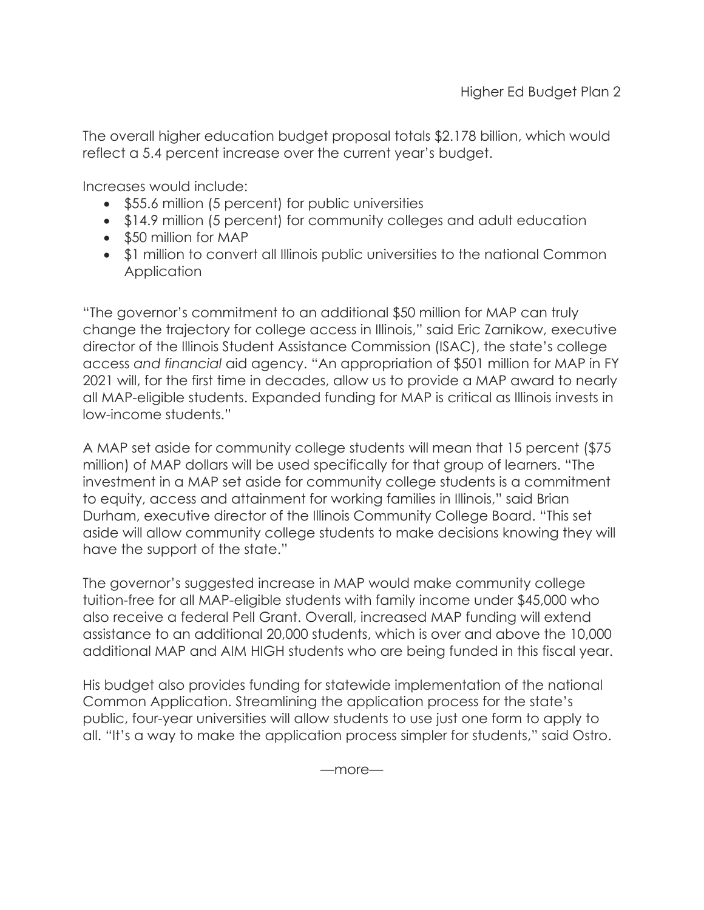The overall higher education budget proposal totals $2.178 billion, which would reflect a 5.4 percent increase over the current year's budget.

Increases would include:

- $55.6 million (5 percent) for public universities
- $14.9 million (5 percent) for community colleges and adult education
- $50 million for MAP
- $1 million to convert all Illinois public universities to the national Common Application

"The governor's commitment to an additional $50 million for MAP can truly change the trajectory for college access in Illinois," said Eric Zarnikow, executive director of the Illinois Student Assistance Commission (ISAC), the state's college access *and financial* aid agency. "An appropriation of $501 million for MAP in FY 2021 will, for the first time in decades, allow us to provide a MAP award to nearly all MAP-eligible students. Expanded funding for MAP is critical as Illinois invests in low-income students."

A MAP set aside for community college students will mean that 15 percent ($75 million) of MAP dollars will be used specifically for that group of learners. "The investment in a MAP set aside for community college students is a commitment to equity, access and attainment for working families in Illinois," said Brian Durham, executive director of the Illinois Community College Board. "This set aside will allow community college students to make decisions knowing they will have the support of the state."

The governor's suggested increase in MAP would make community college tuition-free for all MAP-eligible students with family income under $45,000 who also receive a federal Pell Grant. Overall, increased MAP funding will extend assistance to an additional 20,000 students, which is over and above the 10,000 additional MAP and AIM HIGH students who are being funded in this fiscal year.

His budget also provides funding for statewide implementation of the national Common Application. Streamlining the application process for the state's public, four-year universities will allow students to use just one form to apply to all. "It's a way to make the application process simpler for students," said Ostro.

—more—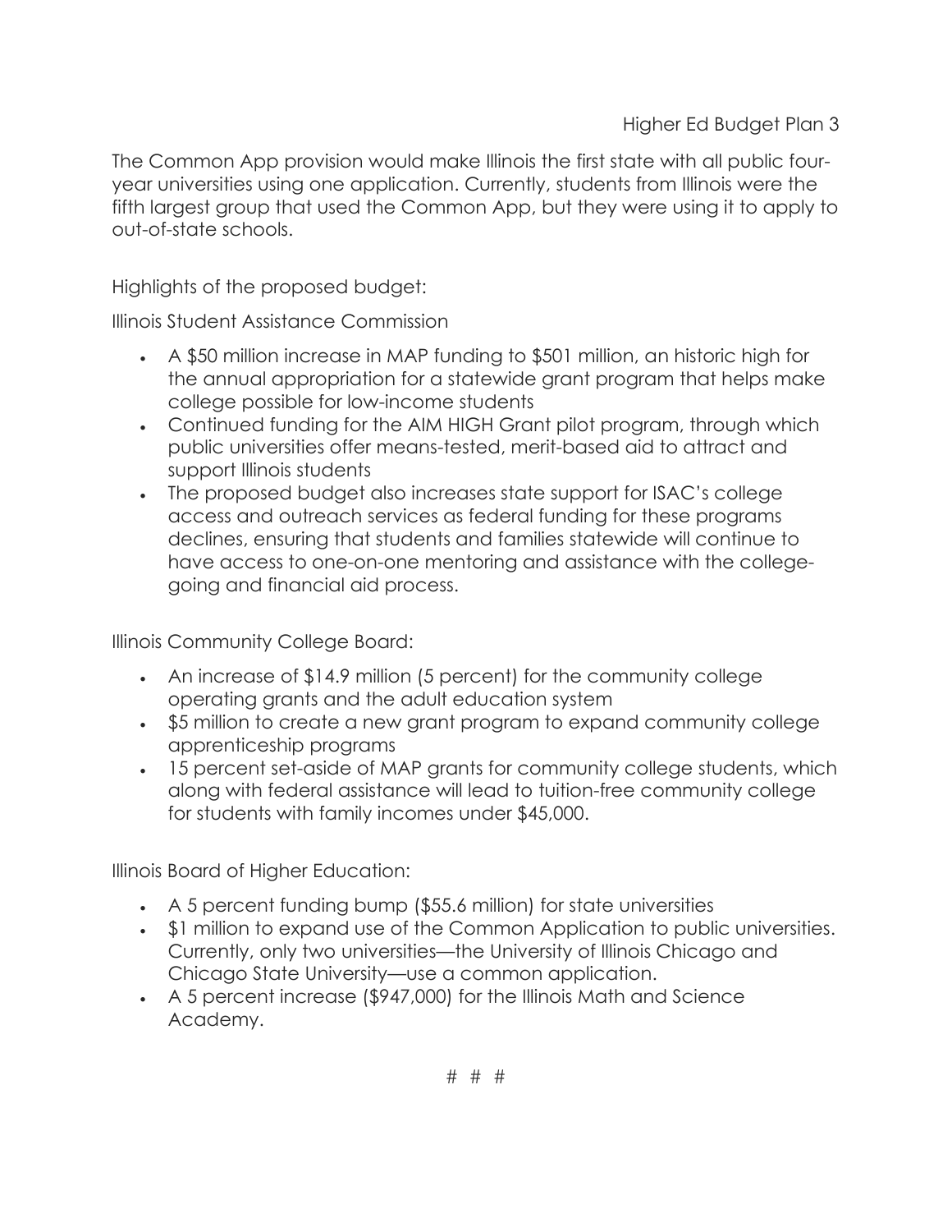The Common App provision would make Illinois the first state with all public four-year universities using one application. Currently, students from Illinois were the fifth largest group that used the Common App, but they were using it to apply to out-of-state schools.

Highlights of the proposed budget:

Illinois Student Assistance Commission

- A $50 million increase in MAP funding to $501 million, an historic high for the annual appropriation for a statewide grant program that helps make college possible for low-income students
- Continued funding for the AIM HIGH Grant pilot program, through which public universities offer means-tested, merit-based aid to attract and support Illinois students
- The proposed budget also increases state support for ISAC's college access and outreach services as federal funding for these programs declines, ensuring that students and families statewide will continue to have access to one-on-one mentoring and assistance with the college-going and financial aid process.

Illinois Community College Board:

- An increase of $14.9 million (5 percent) for the community college operating grants and the adult education system
- $5 million to create a new grant program to expand community college apprenticeship programs
- 15 percent set-aside of MAP grants for community college students, which along with federal assistance will lead to tuition-free community college for students with family incomes under $45,000.

Illinois Board of Higher Education:

- A 5 percent funding bump ($55.6 million) for state universities
- $1 million to expand use of the Common Application to public universities. Currently, only two universities—the University of Illinois Chicago and Chicago State University—use a common application.
- A 5 percent increase ($947,000) for the Illinois Math and Science Academy.

# # #